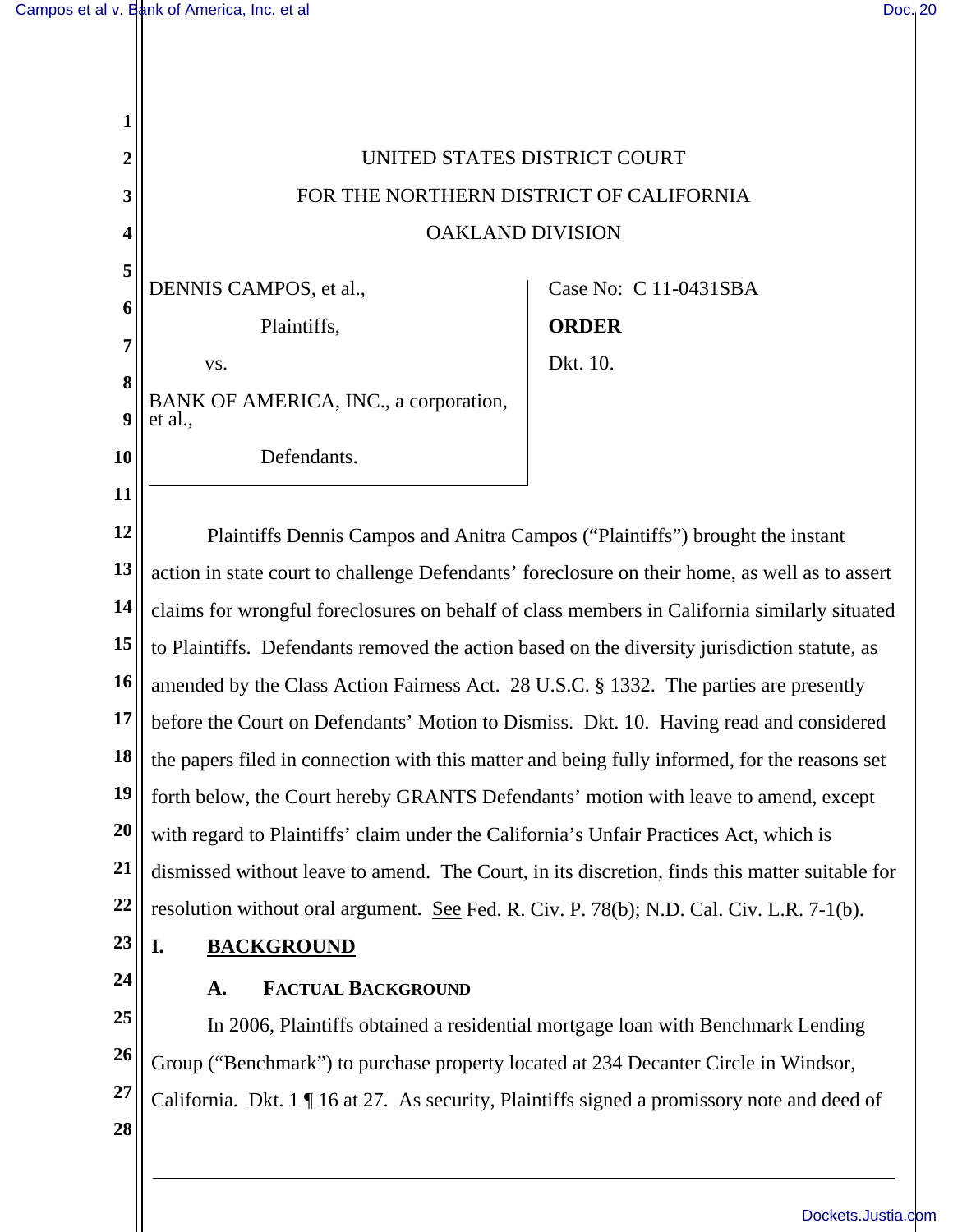UNITED STATES DISTRICT COURT

FOR THE NORTHERN DISTRICT OF CALIFORNIA

OAKLAND DIVISION

| | |
|---|---|
| DENNIS CAMPOS, et al., Plaintiffs, vs. BANK OF AMERICA, INC., a corporation, et al., Defendants. | Case No: C 11-0431SBA **ORDER** Dkt. 10. |

Plaintiffs Dennis Campos and Anitra Campos ("Plaintiffs") brought the instant action in state court to challenge Defendants' foreclosure on their home, as well as to assert claims for wrongful foreclosures on behalf of class members in California similarly situated to Plaintiffs. Defendants removed the action based on the diversity jurisdiction statute, as amended by the Class Action Fairness Act. 28 U.S.C. § 1332. The parties are presently before the Court on Defendants' Motion to Dismiss. Dkt. 10. Having read and considered the papers filed in connection with this matter and being fully informed, for the reasons set forth below, the Court hereby GRANTS Defendants' motion with leave to amend, except with regard to Plaintiffs' claim under the California's Unfair Practices Act, which is dismissed without leave to amend. The Court, in its discretion, finds this matter suitable for resolution without oral argument. See Fed. R. Civ. P. 78(b); N.D. Cal. Civ. L.R. 7-1(b).

# I. BACKGROUND

## A. FACTUAL BACKGROUND

In 2006, Plaintiffs obtained a residential mortgage loan with Benchmark Lending Group ("Benchmark") to purchase property located at 234 Decanter Circle in Windsor, California. Dkt. 1 ¶ 16 at 27. As security, Plaintiffs signed a promissory note and deed of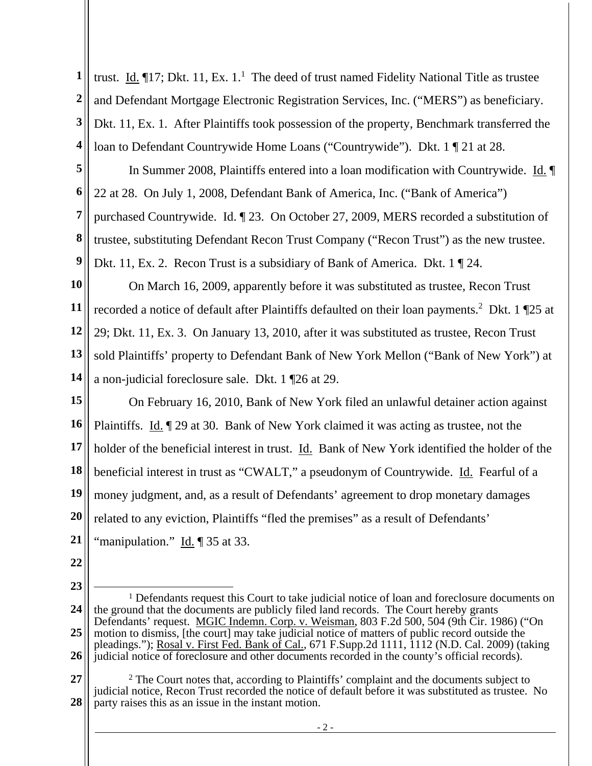trust. Id. ¶17; Dkt. 11, Ex. 1.[1] The deed of trust named Fidelity National Title as trustee and Defendant Mortgage Electronic Registration Services, Inc. ("MERS") as beneficiary. Dkt. 11, Ex. 1. After Plaintiffs took possession of the property, Benchmark transferred the loan to Defendant Countrywide Home Loans ("Countrywide"). Dkt. 1 ¶ 21 at 28.

In Summer 2008, Plaintiffs entered into a loan modification with Countrywide. Id. ¶ 22 at 28. On July 1, 2008, Defendant Bank of America, Inc. ("Bank of America") purchased Countrywide. Id. ¶ 23. On October 27, 2009, MERS recorded a substitution of trustee, substituting Defendant Recon Trust Company ("Recon Trust") as the new trustee. Dkt. 11, Ex. 2. Recon Trust is a subsidiary of Bank of America. Dkt. 1 ¶ 24.

On March 16, 2009, apparently before it was substituted as trustee, Recon Trust recorded a notice of default after Plaintiffs defaulted on their loan payments.[2] Dkt. 1 ¶25 at 29; Dkt. 11, Ex. 3. On January 13, 2010, after it was substituted as trustee, Recon Trust sold Plaintiffs' property to Defendant Bank of New York Mellon ("Bank of New York") at a non-judicial foreclosure sale. Dkt. 1 ¶26 at 29.

On February 16, 2010, Bank of New York filed an unlawful detainer action against Plaintiffs. Id. ¶ 29 at 30. Bank of New York claimed it was acting as trustee, not the holder of the beneficial interest in trust. Id. Bank of New York identified the holder of the beneficial interest in trust as "CWALT," a pseudonym of Countrywide. Id. Fearful of a money judgment, and, as a result of Defendants' agreement to drop monetary damages related to any eviction, Plaintiffs "fled the premises" as a result of Defendants' "manipulation." Id. ¶ 35 at 33.

---

[1] Defendants request this Court to take judicial notice of loan and foreclosure documents on the ground that the documents are publicly filed land records. The Court hereby grants Defendants' request. MGIC Indemn. Corp. v. Weisman, 803 F.2d 500, 504 (9th Cir. 1986) ("On motion to dismiss, [the court] may take judicial notice of matters of public record outside the pleadings."); Rosal v. First Fed. Bank of Cal., 671 F.Supp.2d 1111, 1112 (N.D. Cal. 2009) (taking judicial notice of foreclosure and other documents recorded in the county's official records).

[2] The Court notes that, according to Plaintiffs' complaint and the documents subject to judicial notice, Recon Trust recorded the notice of default before it was substituted as trustee. No party raises this as an issue in the instant motion.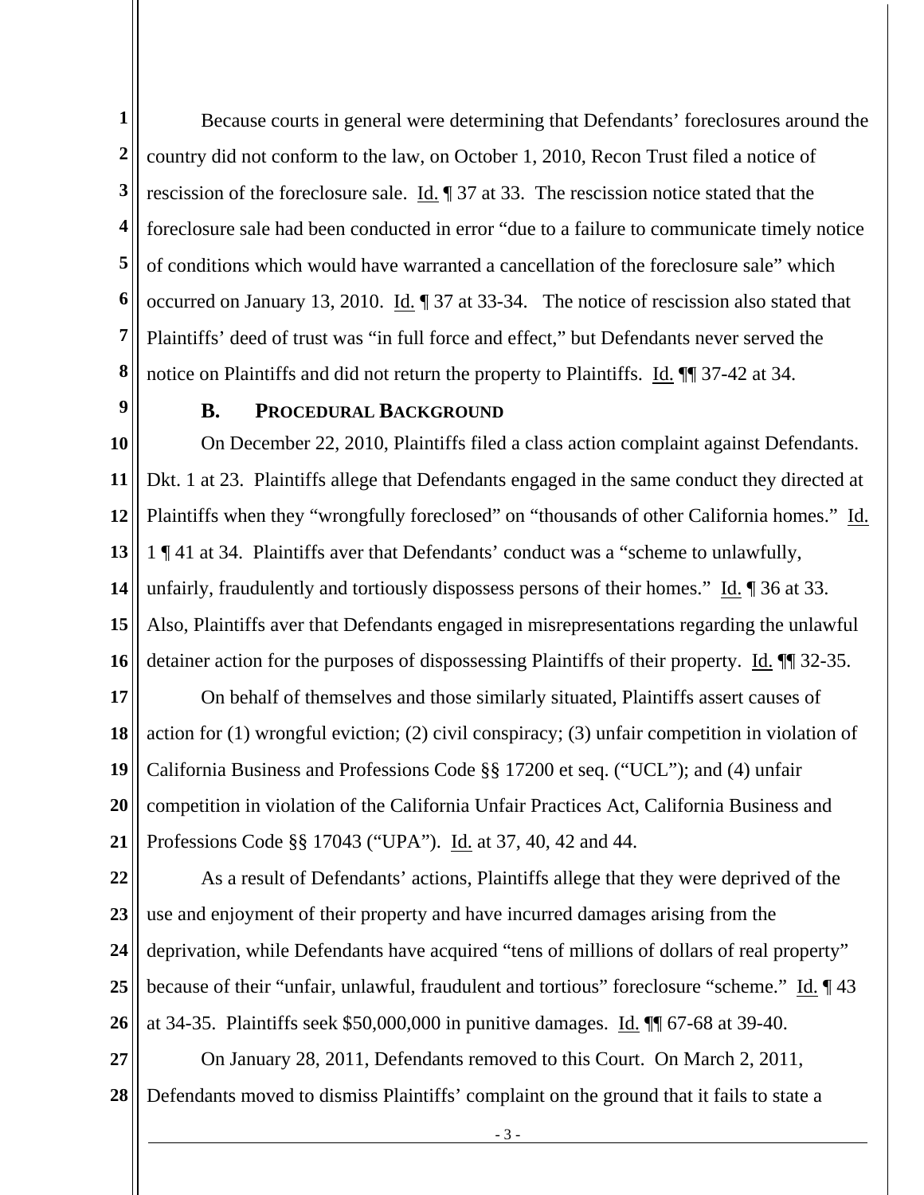Because courts in general were determining that Defendants' foreclosures around the country did not conform to the law, on October 1, 2010, Recon Trust filed a notice of rescission of the foreclosure sale. Id. ¶ 37 at 33. The rescission notice stated that the foreclosure sale had been conducted in error "due to a failure to communicate timely notice of conditions which would have warranted a cancellation of the foreclosure sale" which occurred on January 13, 2010. Id. ¶ 37 at 33-34. The notice of rescission also stated that Plaintiffs' deed of trust was "in full force and effect," but Defendants never served the notice on Plaintiffs and did not return the property to Plaintiffs. Id. ¶¶ 37-42 at 34.

### B. PROCEDURAL BACKGROUND

On December 22, 2010, Plaintiffs filed a class action complaint against Defendants. Dkt. 1 at 23. Plaintiffs allege that Defendants engaged in the same conduct they directed at Plaintiffs when they "wrongfully foreclosed" on "thousands of other California homes." Id. 1 ¶ 41 at 34. Plaintiffs aver that Defendants' conduct was a "scheme to unlawfully, unfairly, fraudulently and tortiously dispossess persons of their homes." Id. ¶ 36 at 33. Also, Plaintiffs aver that Defendants engaged in misrepresentations regarding the unlawful detainer action for the purposes of dispossessing Plaintiffs of their property. Id. ¶¶ 32-35.

On behalf of themselves and those similarly situated, Plaintiffs assert causes of action for (1) wrongful eviction; (2) civil conspiracy; (3) unfair competition in violation of California Business and Professions Code §§ 17200 et seq. ("UCL"); and (4) unfair competition in violation of the California Unfair Practices Act, California Business and Professions Code §§ 17043 ("UPA"). Id. at 37, 40, 42 and 44.

As a result of Defendants' actions, Plaintiffs allege that they were deprived of the use and enjoyment of their property and have incurred damages arising from the deprivation, while Defendants have acquired "tens of millions of dollars of real property" because of their "unfair, unlawful, fraudulent and tortious" foreclosure "scheme." Id. ¶ 43 at 34-35. Plaintiffs seek $50,000,000 in punitive damages. Id. ¶¶ 67-68 at 39-40.

On January 28, 2011, Defendants removed to this Court. On March 2, 2011, Defendants moved to dismiss Plaintiffs' complaint on the ground that it fails to state a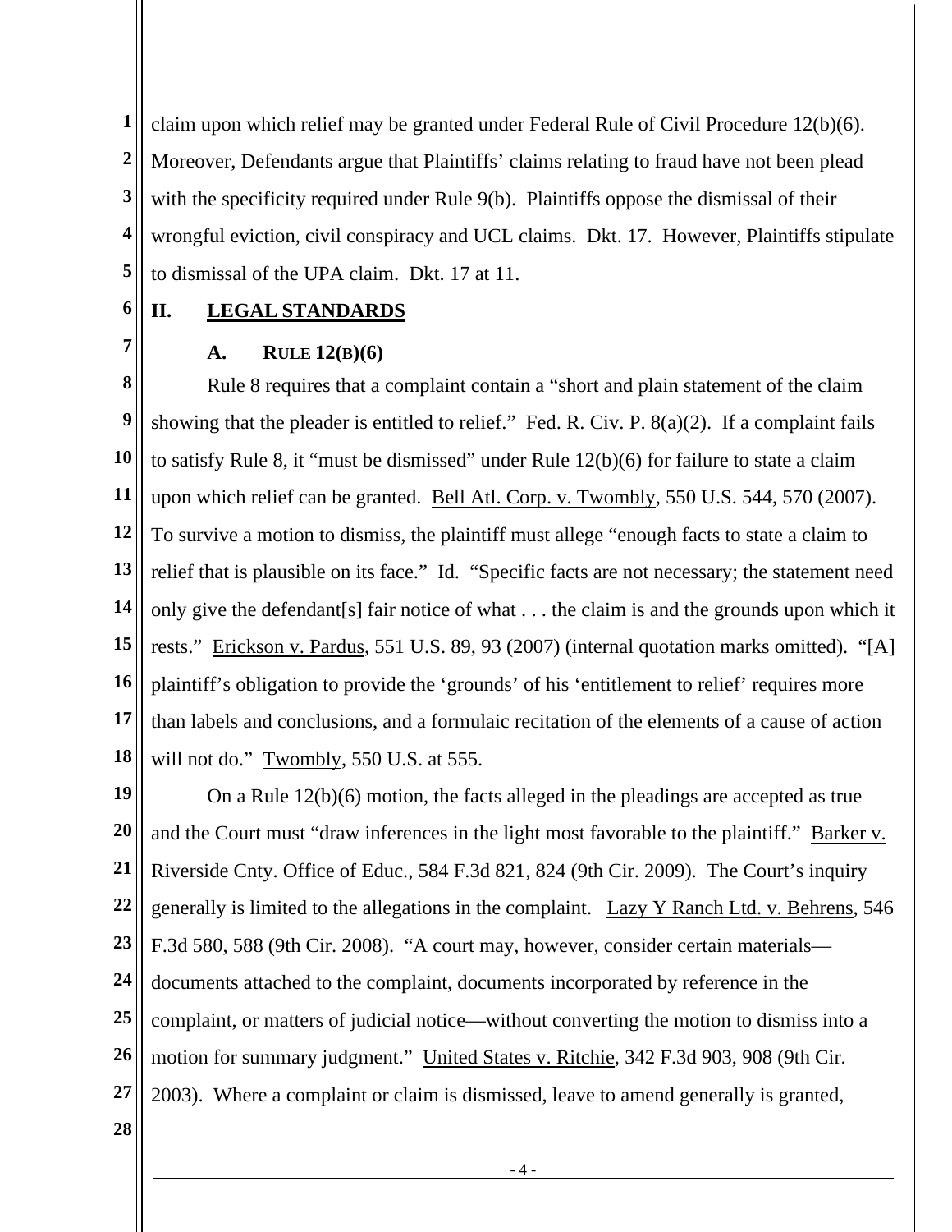claim upon which relief may be granted under Federal Rule of Civil Procedure 12(b)(6). Moreover, Defendants argue that Plaintiffs' claims relating to fraud have not been plead with the specificity required under Rule 9(b). Plaintiffs oppose the dismissal of their wrongful eviction, civil conspiracy and UCL claims. Dkt. 17. However, Plaintiffs stipulate to dismissal of the UPA claim. Dkt. 17 at 11.

## II. LEGAL STANDARDS

### A. RULE 12(B)(6)

Rule 8 requires that a complaint contain a "short and plain statement of the claim showing that the pleader is entitled to relief." Fed. R. Civ. P. 8(a)(2). If a complaint fails to satisfy Rule 8, it "must be dismissed" under Rule 12(b)(6) for failure to state a claim upon which relief can be granted. Bell Atl. Corp. v. Twombly, 550 U.S. 544, 570 (2007). To survive a motion to dismiss, the plaintiff must allege "enough facts to state a claim to relief that is plausible on its face." Id. "Specific facts are not necessary; the statement need only give the defendant[s] fair notice of what . . . the claim is and the grounds upon which it rests." Erickson v. Pardus, 551 U.S. 89, 93 (2007) (internal quotation marks omitted). "[A] plaintiff's obligation to provide the 'grounds' of his 'entitlement to relief' requires more than labels and conclusions, and a formulaic recitation of the elements of a cause of action will not do." Twombly, 550 U.S. at 555.

On a Rule 12(b)(6) motion, the facts alleged in the pleadings are accepted as true and the Court must "draw inferences in the light most favorable to the plaintiff." Barker v. Riverside Cnty. Office of Educ., 584 F.3d 821, 824 (9th Cir. 2009). The Court's inquiry generally is limited to the allegations in the complaint. Lazy Y Ranch Ltd. v. Behrens, 546 F.3d 580, 588 (9th Cir. 2008). "A court may, however, consider certain materials—documents attached to the complaint, documents incorporated by reference in the complaint, or matters of judicial notice—without converting the motion to dismiss into a motion for summary judgment." United States v. Ritchie, 342 F.3d 903, 908 (9th Cir. 2003). Where a complaint or claim is dismissed, leave to amend generally is granted,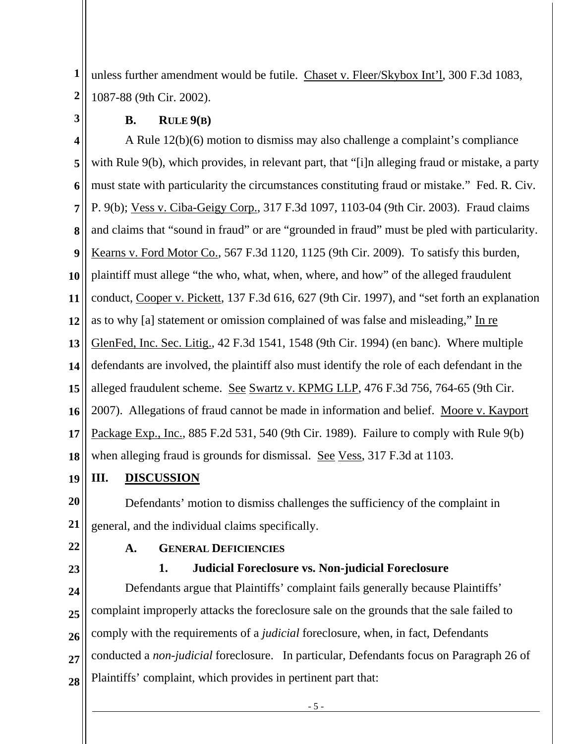unless further amendment would be futile. Chaset v. Fleer/Skybox Int'l, 300 F.3d 1083, 1087-88 (9th Cir. 2002).

### B. RULE 9(B)

A Rule 12(b)(6) motion to dismiss may also challenge a complaint's compliance with Rule 9(b), which provides, in relevant part, that "[i]n alleging fraud or mistake, a party must state with particularity the circumstances constituting fraud or mistake." Fed. R. Civ. P. 9(b); Vess v. Ciba-Geigy Corp., 317 F.3d 1097, 1103-04 (9th Cir. 2003). Fraud claims and claims that "sound in fraud" or are "grounded in fraud" must be pled with particularity. Kearns v. Ford Motor Co., 567 F.3d 1120, 1125 (9th Cir. 2009). To satisfy this burden, plaintiff must allege "the who, what, when, where, and how" of the alleged fraudulent conduct, Cooper v. Pickett, 137 F.3d 616, 627 (9th Cir. 1997), and "set forth an explanation as to why [a] statement or omission complained of was false and misleading," In re GlenFed, Inc. Sec. Litig., 42 F.3d 1541, 1548 (9th Cir. 1994) (en banc). Where multiple defendants are involved, the plaintiff also must identify the role of each defendant in the alleged fraudulent scheme. See Swartz v. KPMG LLP, 476 F.3d 756, 764-65 (9th Cir. 2007). Allegations of fraud cannot be made in information and belief. Moore v. Kayport Package Exp., Inc., 885 F.2d 531, 540 (9th Cir. 1989). Failure to comply with Rule 9(b) when alleging fraud is grounds for dismissal. See Vess, 317 F.3d at 1103.

## III. DISCUSSION

Defendants' motion to dismiss challenges the sufficiency of the complaint in general, and the individual claims specifically.

### A. GENERAL DEFICIENCIES

#### 1. Judicial Foreclosure vs. Non-judicial Foreclosure

Defendants argue that Plaintiffs' complaint fails generally because Plaintiffs' complaint improperly attacks the foreclosure sale on the grounds that the sale failed to comply with the requirements of a *judicial* foreclosure, when, in fact, Defendants conducted a *non-judicial* foreclosure. In particular, Defendants focus on Paragraph 26 of Plaintiffs' complaint, which provides in pertinent part that: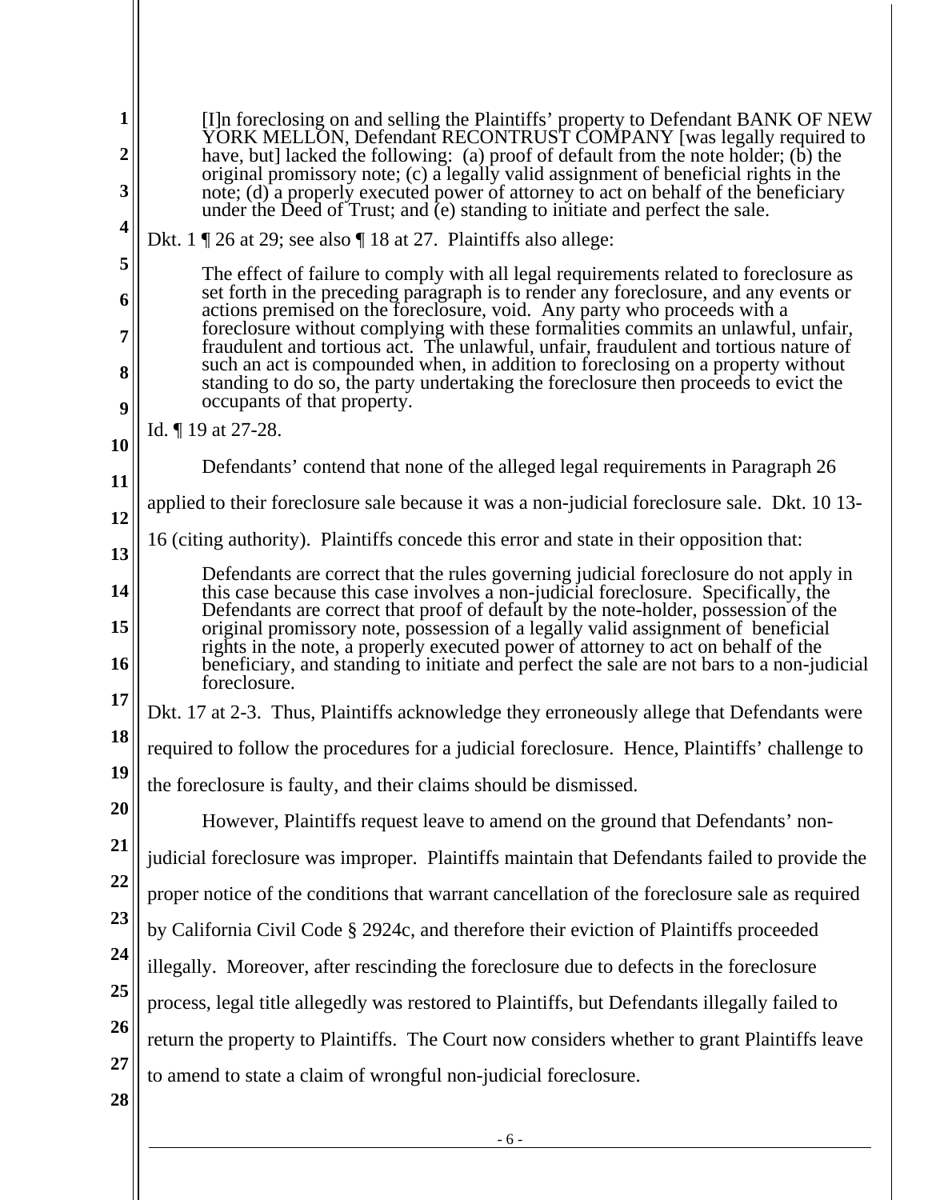> [I]n foreclosing on and selling the Plaintiffs' property to Defendant BANK OF NEW YORK MELLON, Defendant RECONTRUST COMPANY [was legally required to have, but] lacked the following: (a) proof of default from the note holder; (b) the original promissory note; (c) a legally valid assignment of beneficial rights in the note; (d) a properly executed power of attorney to act on behalf of the beneficiary under the Deed of Trust; and (e) standing to initiate and perfect the sale.

Dkt. 1 ¶ 26 at 29; see also ¶ 18 at 27. Plaintiffs also allege:

> The effect of failure to comply with all legal requirements related to foreclosure as set forth in the preceding paragraph is to render any foreclosure, and any events or actions premised on the foreclosure, void. Any party who proceeds with a foreclosure without complying with these formalities commits an unlawful, unfair, fraudulent and tortious act. The unlawful, unfair, fraudulent and tortious nature of such an act is compounded when, in addition to foreclosing on a property without standing to do so, the party undertaking the foreclosure then proceeds to evict the occupants of that property.

Id. ¶ 19 at 27-28.

Defendants' contend that none of the alleged legal requirements in Paragraph 26 applied to their foreclosure sale because it was a non-judicial foreclosure sale. Dkt. 10 13-16 (citing authority). Plaintiffs concede this error and state in their opposition that:

> Defendants are correct that the rules governing judicial foreclosure do not apply in this case because this case involves a non-judicial foreclosure. Specifically, the Defendants are correct that proof of default by the note-holder, possession of the original promissory note, possession of a legally valid assignment of beneficial rights in the note, a properly executed power of attorney to act on behalf of the beneficiary, and standing to initiate and perfect the sale are not bars to a non-judicial foreclosure.

Dkt. 17 at 2-3. Thus, Plaintiffs acknowledge they erroneously allege that Defendants were required to follow the procedures for a judicial foreclosure. Hence, Plaintiffs' challenge to the foreclosure is faulty, and their claims should be dismissed.

However, Plaintiffs request leave to amend on the ground that Defendants' non-judicial foreclosure was improper. Plaintiffs maintain that Defendants failed to provide the proper notice of the conditions that warrant cancellation of the foreclosure sale as required by California Civil Code § 2924c, and therefore their eviction of Plaintiffs proceeded illegally. Moreover, after rescinding the foreclosure due to defects in the foreclosure process, legal title allegedly was restored to Plaintiffs, but Defendants illegally failed to return the property to Plaintiffs. The Court now considers whether to grant Plaintiffs leave to amend to state a claim of wrongful non-judicial foreclosure.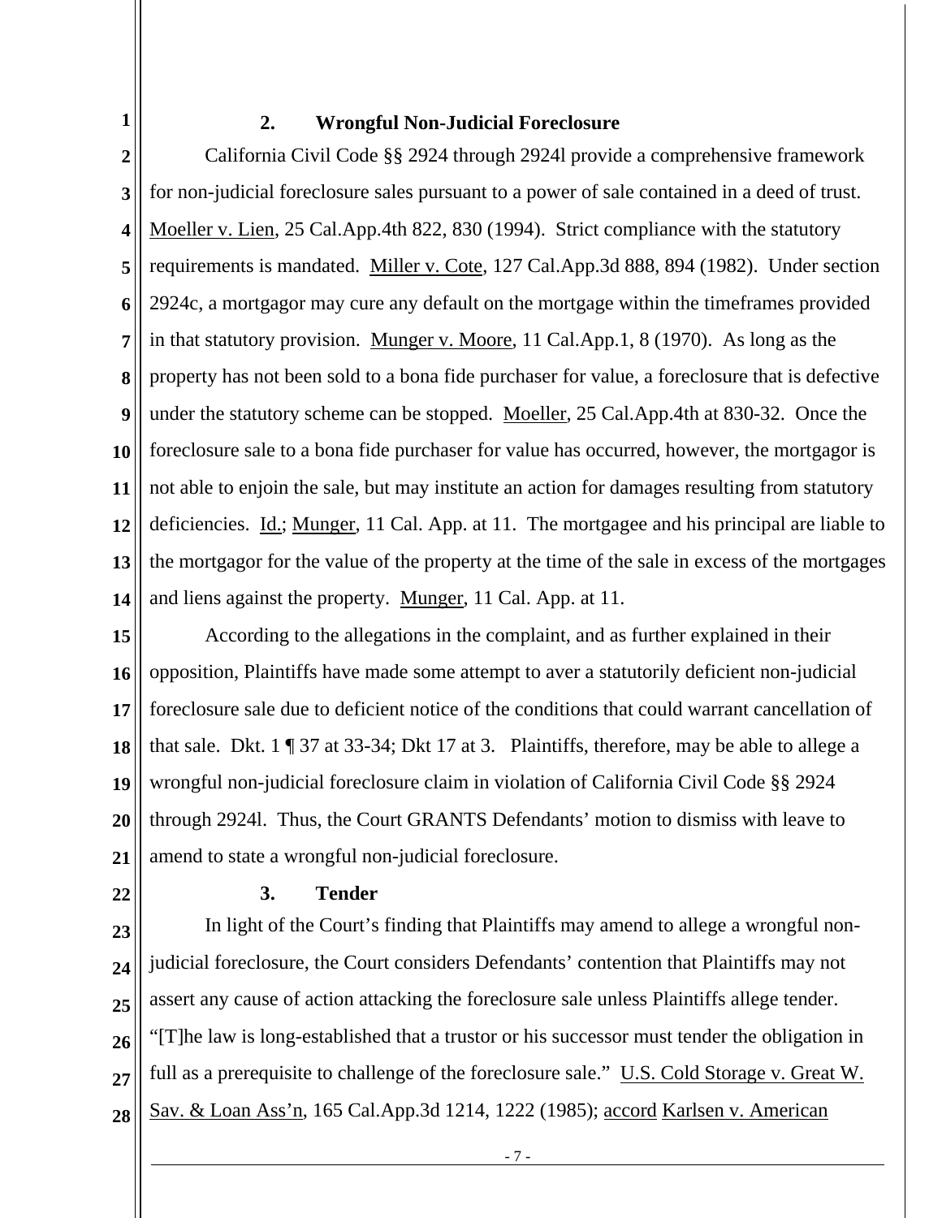### 2. Wrongful Non-Judicial Foreclosure

California Civil Code §§ 2924 through 2924l provide a comprehensive framework for non-judicial foreclosure sales pursuant to a power of sale contained in a deed of trust. Moeller v. Lien, 25 Cal.App.4th 822, 830 (1994). Strict compliance with the statutory requirements is mandated. Miller v. Cote, 127 Cal.App.3d 888, 894 (1982). Under section 2924c, a mortgagor may cure any default on the mortgage within the timeframes provided in that statutory provision. Munger v. Moore, 11 Cal.App.1, 8 (1970). As long as the property has not been sold to a bona fide purchaser for value, a foreclosure that is defective under the statutory scheme can be stopped. Moeller, 25 Cal.App.4th at 830-32. Once the foreclosure sale to a bona fide purchaser for value has occurred, however, the mortgagor is not able to enjoin the sale, but may institute an action for damages resulting from statutory deficiencies. Id.; Munger, 11 Cal. App. at 11. The mortgagee and his principal are liable to the mortgagor for the value of the property at the time of the sale in excess of the mortgages and liens against the property. Munger, 11 Cal. App. at 11.

According to the allegations in the complaint, and as further explained in their opposition, Plaintiffs have made some attempt to aver a statutorily deficient non-judicial foreclosure sale due to deficient notice of the conditions that could warrant cancellation of that sale. Dkt. 1 ¶ 37 at 33-34; Dkt 17 at 3. Plaintiffs, therefore, may be able to allege a wrongful non-judicial foreclosure claim in violation of California Civil Code §§ 2924 through 2924l. Thus, the Court GRANTS Defendants' motion to dismiss with leave to amend to state a wrongful non-judicial foreclosure.

### 3. Tender

In light of the Court's finding that Plaintiffs may amend to allege a wrongful non-judicial foreclosure, the Court considers Defendants' contention that Plaintiffs may not assert any cause of action attacking the foreclosure sale unless Plaintiffs allege tender. "[T]he law is long-established that a trustor or his successor must tender the obligation in full as a prerequisite to challenge of the foreclosure sale." U.S. Cold Storage v. Great W. Sav. & Loan Ass'n, 165 Cal.App.3d 1214, 1222 (1985); accord Karlsen v. American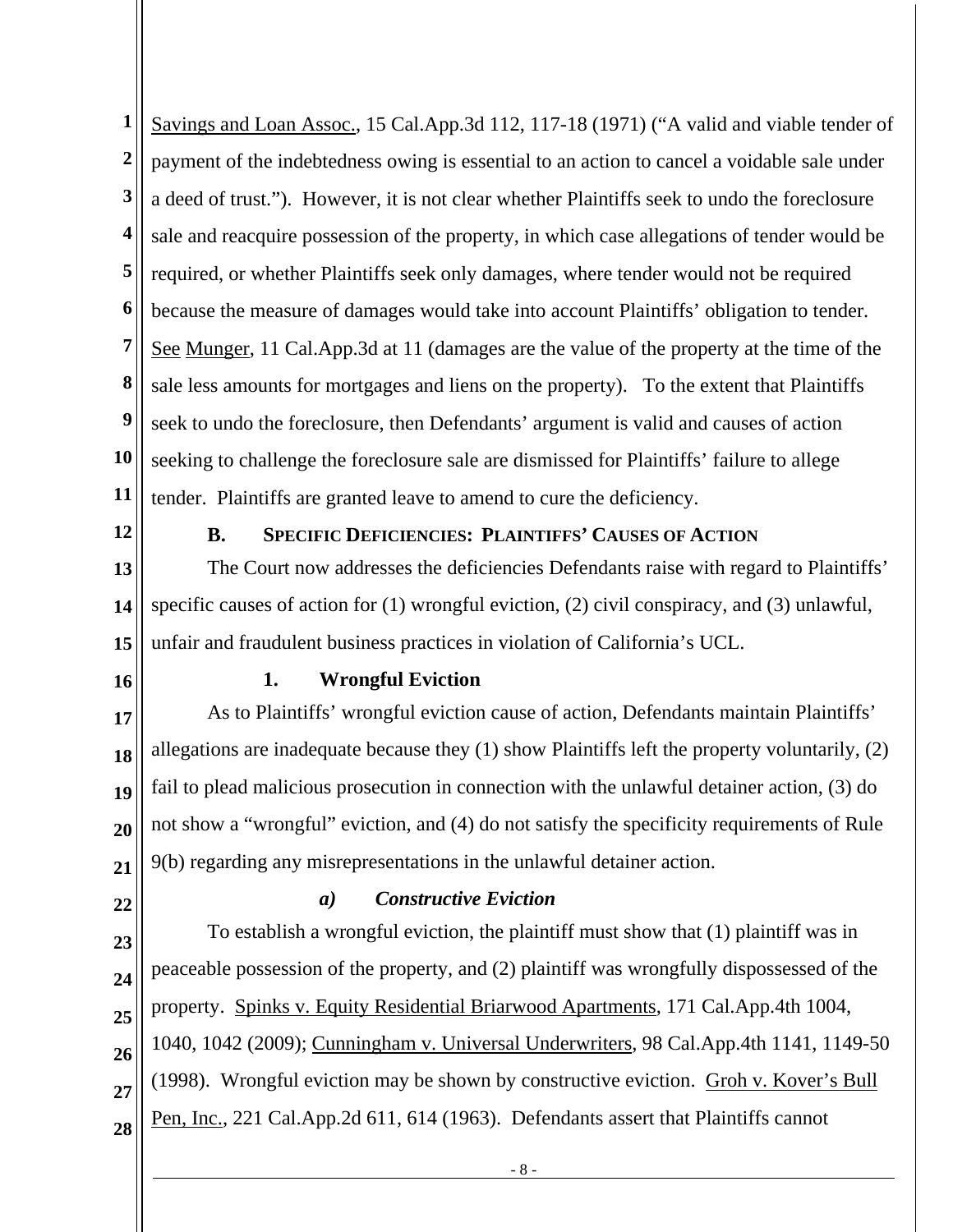Savings and Loan Assoc., 15 Cal.App.3d 112, 117-18 (1971) ("A valid and viable tender of payment of the indebtedness owing is essential to an action to cancel a voidable sale under a deed of trust."). However, it is not clear whether Plaintiffs seek to undo the foreclosure sale and reacquire possession of the property, in which case allegations of tender would be required, or whether Plaintiffs seek only damages, where tender would not be required because the measure of damages would take into account Plaintiffs' obligation to tender. See Munger, 11 Cal.App.3d at 11 (damages are the value of the property at the time of the sale less amounts for mortgages and liens on the property). To the extent that Plaintiffs seek to undo the foreclosure, then Defendants' argument is valid and causes of action seeking to challenge the foreclosure sale are dismissed for Plaintiffs' failure to allege tender. Plaintiffs are granted leave to amend to cure the deficiency.

### B. Specific Deficiencies: Plaintiffs' Causes of Action

The Court now addresses the deficiencies Defendants raise with regard to Plaintiffs' specific causes of action for (1) wrongful eviction, (2) civil conspiracy, and (3) unlawful, unfair and fraudulent business practices in violation of California's UCL.

#### 1. Wrongful Eviction

As to Plaintiffs' wrongful eviction cause of action, Defendants maintain Plaintiffs' allegations are inadequate because they (1) show Plaintiffs left the property voluntarily, (2) fail to plead malicious prosecution in connection with the unlawful detainer action, (3) do not show a "wrongful" eviction, and (4) do not satisfy the specificity requirements of Rule 9(b) regarding any misrepresentations in the unlawful detainer action.

##### *a) Constructive Eviction*

To establish a wrongful eviction, the plaintiff must show that (1) plaintiff was in peaceable possession of the property, and (2) plaintiff was wrongfully dispossessed of the property. Spinks v. Equity Residential Briarwood Apartments, 171 Cal.App.4th 1004, 1040, 1042 (2009); Cunningham v. Universal Underwriters, 98 Cal.App.4th 1141, 1149-50 (1998). Wrongful eviction may be shown by constructive eviction. Groh v. Kover's Bull Pen, Inc., 221 Cal.App.2d 611, 614 (1963). Defendants assert that Plaintiffs cannot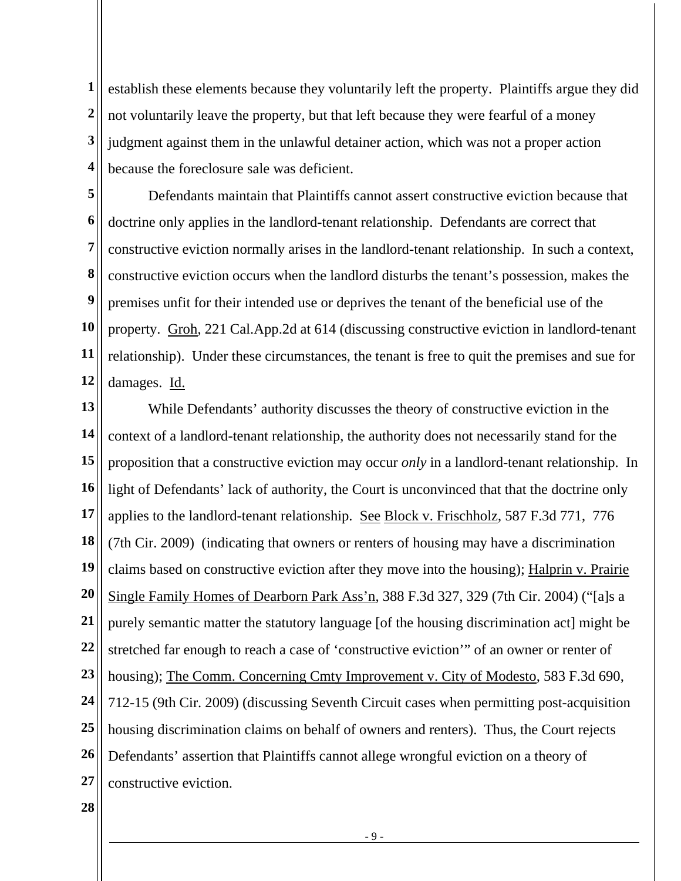establish these elements because they voluntarily left the property. Plaintiffs argue they did not voluntarily leave the property, but that left because they were fearful of a money judgment against them in the unlawful detainer action, which was not a proper action because the foreclosure sale was deficient.

Defendants maintain that Plaintiffs cannot assert constructive eviction because that doctrine only applies in the landlord-tenant relationship. Defendants are correct that constructive eviction normally arises in the landlord-tenant relationship. In such a context, constructive eviction occurs when the landlord disturbs the tenant's possession, makes the premises unfit for their intended use or deprives the tenant of the beneficial use of the property. Groh, 221 Cal.App.2d at 614 (discussing constructive eviction in landlord-tenant relationship). Under these circumstances, the tenant is free to quit the premises and sue for damages. Id.

While Defendants' authority discusses the theory of constructive eviction in the context of a landlord-tenant relationship, the authority does not necessarily stand for the proposition that a constructive eviction may occur *only* in a landlord-tenant relationship. In light of Defendants' lack of authority, the Court is unconvinced that that the doctrine only applies to the landlord-tenant relationship. See Block v. Frischholz, 587 F.3d 771, 776 (7th Cir. 2009) (indicating that owners or renters of housing may have a discrimination claims based on constructive eviction after they move into the housing); Halprin v. Prairie Single Family Homes of Dearborn Park Ass'n, 388 F.3d 327, 329 (7th Cir. 2004) ("[a]s a purely semantic matter the statutory language [of the housing discrimination act] might be stretched far enough to reach a case of 'constructive eviction'" of an owner or renter of housing); The Comm. Concerning Cmty Improvement v. City of Modesto, 583 F.3d 690, 712-15 (9th Cir. 2009) (discussing Seventh Circuit cases when permitting post-acquisition housing discrimination claims on behalf of owners and renters). Thus, the Court rejects Defendants' assertion that Plaintiffs cannot allege wrongful eviction on a theory of constructive eviction.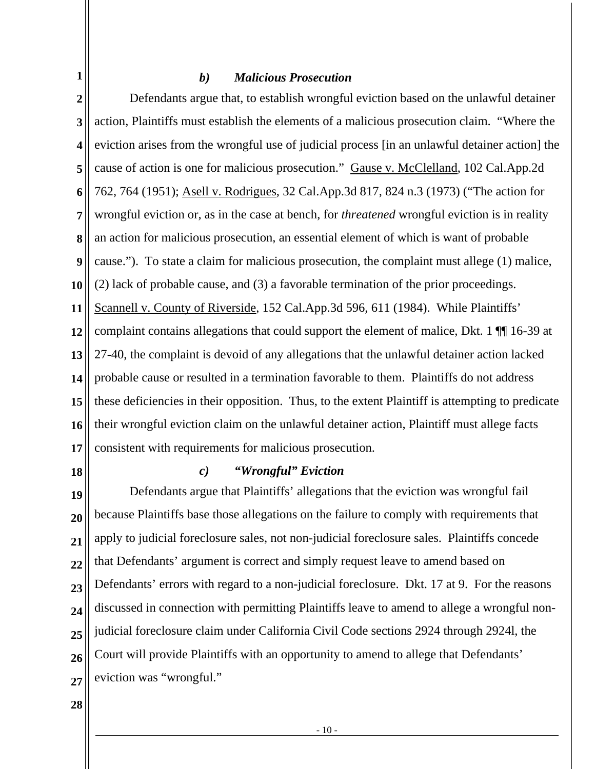### *b) Malicious Prosecution*

Defendants argue that, to establish wrongful eviction based on the unlawful detainer action, Plaintiffs must establish the elements of a malicious prosecution claim. "Where the eviction arises from the wrongful use of judicial process [in an unlawful detainer action] the cause of action is one for malicious prosecution." Gause v. McClelland, 102 Cal.App.2d 762, 764 (1951); Asell v. Rodrigues, 32 Cal.App.3d 817, 824 n.3 (1973) ("The action for wrongful eviction or, as in the case at bench, for *threatened* wrongful eviction is in reality an action for malicious prosecution, an essential element of which is want of probable cause."). To state a claim for malicious prosecution, the complaint must allege (1) malice, (2) lack of probable cause, and (3) a favorable termination of the prior proceedings. Scannell v. County of Riverside, 152 Cal.App.3d 596, 611 (1984). While Plaintiffs' complaint contains allegations that could support the element of malice, Dkt. 1 ¶¶ 16-39 at 27-40, the complaint is devoid of any allegations that the unlawful detainer action lacked probable cause or resulted in a termination favorable to them. Plaintiffs do not address these deficiencies in their opposition. Thus, to the extent Plaintiff is attempting to predicate their wrongful eviction claim on the unlawful detainer action, Plaintiff must allege facts consistent with requirements for malicious prosecution.

### *c) "Wrongful" Eviction*

Defendants argue that Plaintiffs' allegations that the eviction was wrongful fail because Plaintiffs base those allegations on the failure to comply with requirements that apply to judicial foreclosure sales, not non-judicial foreclosure sales. Plaintiffs concede that Defendants' argument is correct and simply request leave to amend based on Defendants' errors with regard to a non-judicial foreclosure. Dkt. 17 at 9. For the reasons discussed in connection with permitting Plaintiffs leave to amend to allege a wrongful non-judicial foreclosure claim under California Civil Code sections 2924 through 2924l, the Court will provide Plaintiffs with an opportunity to amend to allege that Defendants' eviction was "wrongful."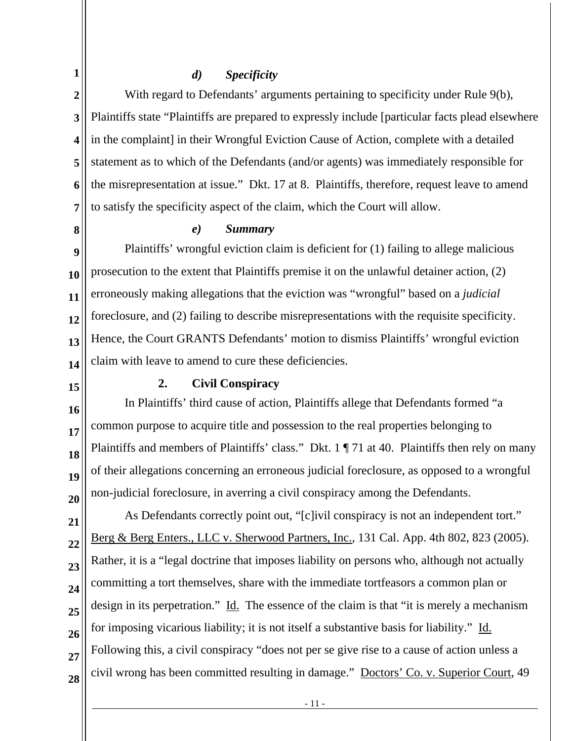#### *d) Specificity*

With regard to Defendants' arguments pertaining to specificity under Rule 9(b), Plaintiffs state "Plaintiffs are prepared to expressly include [particular facts plead elsewhere in the complaint] in their Wrongful Eviction Cause of Action, complete with a detailed statement as to which of the Defendants (and/or agents) was immediately responsible for the misrepresentation at issue." Dkt. 17 at 8. Plaintiffs, therefore, request leave to amend to satisfy the specificity aspect of the claim, which the Court will allow.

#### *e) Summary*

Plaintiffs' wrongful eviction claim is deficient for (1) failing to allege malicious prosecution to the extent that Plaintiffs premise it on the unlawful detainer action, (2) erroneously making allegations that the eviction was "wrongful" based on a *judicial* foreclosure, and (2) failing to describe misrepresentations with the requisite specificity. Hence, the Court GRANTS Defendants' motion to dismiss Plaintiffs' wrongful eviction claim with leave to amend to cure these deficiencies.

### **2. Civil Conspiracy**

In Plaintiffs' third cause of action, Plaintiffs allege that Defendants formed "a common purpose to acquire title and possession to the real properties belonging to Plaintiffs and members of Plaintiffs' class." Dkt. 1 ¶ 71 at 40. Plaintiffs then rely on many of their allegations concerning an erroneous judicial foreclosure, as opposed to a wrongful non-judicial foreclosure, in averring a civil conspiracy among the Defendants.

As Defendants correctly point out, "[c]ivil conspiracy is not an independent tort." Berg & Berg Enters., LLC v. Sherwood Partners, Inc., 131 Cal. App. 4th 802, 823 (2005). Rather, it is a "legal doctrine that imposes liability on persons who, although not actually committing a tort themselves, share with the immediate tortfeasors a common plan or design in its perpetration." Id. The essence of the claim is that "it is merely a mechanism for imposing vicarious liability; it is not itself a substantive basis for liability." Id. Following this, a civil conspiracy "does not per se give rise to a cause of action unless a civil wrong has been committed resulting in damage." Doctors' Co. v. Superior Court, 49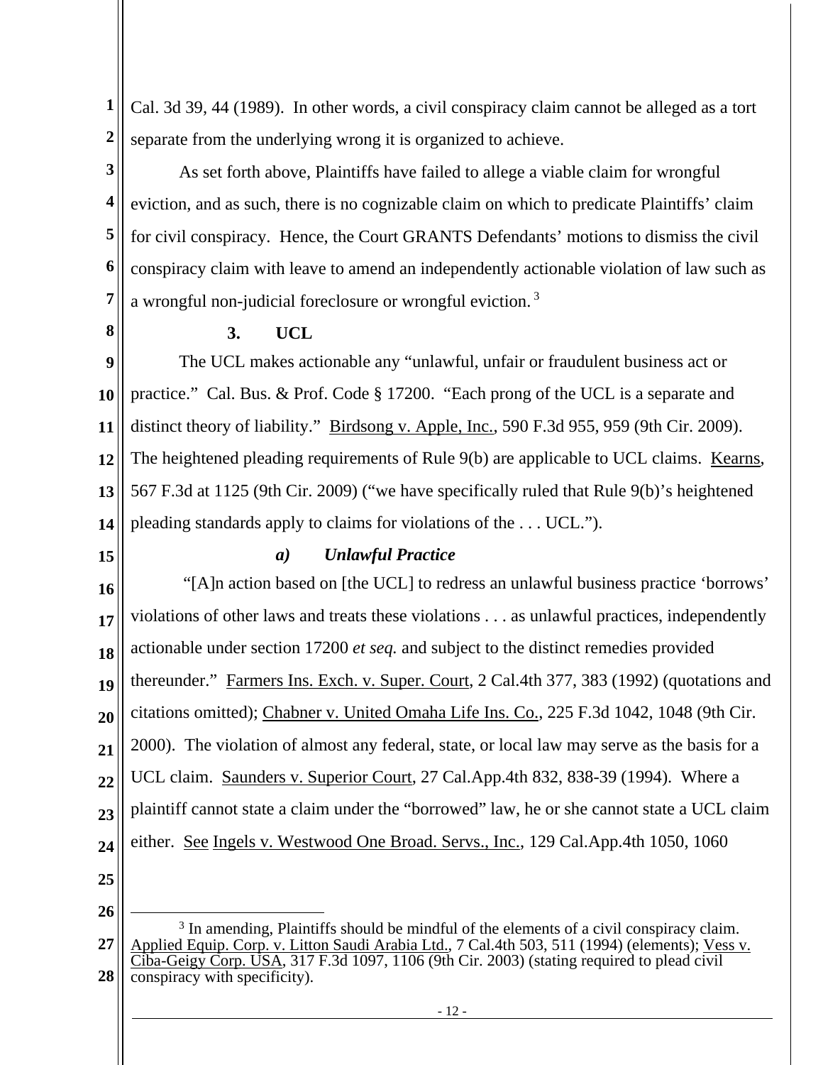Cal. 3d 39, 44 (1989). In other words, a civil conspiracy claim cannot be alleged as a tort separate from the underlying wrong it is organized to achieve.

As set forth above, Plaintiffs have failed to allege a viable claim for wrongful eviction, and as such, there is no cognizable claim on which to predicate Plaintiffs' claim for civil conspiracy. Hence, the Court GRANTS Defendants' motions to dismiss the civil conspiracy claim with leave to amend an independently actionable violation of law such as a wrongful non-judicial foreclosure or wrongful eviction.[3]

**3. UCL**

The UCL makes actionable any "unlawful, unfair or fraudulent business act or practice." Cal. Bus. & Prof. Code § 17200. "Each prong of the UCL is a separate and distinct theory of liability." Birdsong v. Apple, Inc., 590 F.3d 955, 959 (9th Cir. 2009). The heightened pleading requirements of Rule 9(b) are applicable to UCL claims. Kearns, 567 F.3d at 1125 (9th Cir. 2009) ("we have specifically ruled that Rule 9(b)'s heightened pleading standards apply to claims for violations of the . . . UCL.").

***a) Unlawful Practice***

"[A]n action based on [the UCL] to redress an unlawful business practice 'borrows' violations of other laws and treats these violations . . . as unlawful practices, independently actionable under section 17200 *et seq.* and subject to the distinct remedies provided thereunder." Farmers Ins. Exch. v. Super. Court, 2 Cal.4th 377, 383 (1992) (quotations and citations omitted); Chabner v. United Omaha Life Ins. Co., 225 F.3d 1042, 1048 (9th Cir. 2000). The violation of almost any federal, state, or local law may serve as the basis for a UCL claim. Saunders v. Superior Court, 27 Cal.App.4th 832, 838-39 (1994). Where a plaintiff cannot state a claim under the "borrowed" law, he or she cannot state a UCL claim either. See Ingels v. Westwood One Broad. Servs., Inc., 129 Cal.App.4th 1050, 1060

---

[3] In amending, Plaintiffs should be mindful of the elements of a civil conspiracy claim. Applied Equip. Corp. v. Litton Saudi Arabia Ltd., 7 Cal.4th 503, 511 (1994) (elements); Vess v. Ciba-Geigy Corp. USA, 317 F.3d 1097, 1106 (9th Cir. 2003) (stating required to plead civil conspiracy with specificity).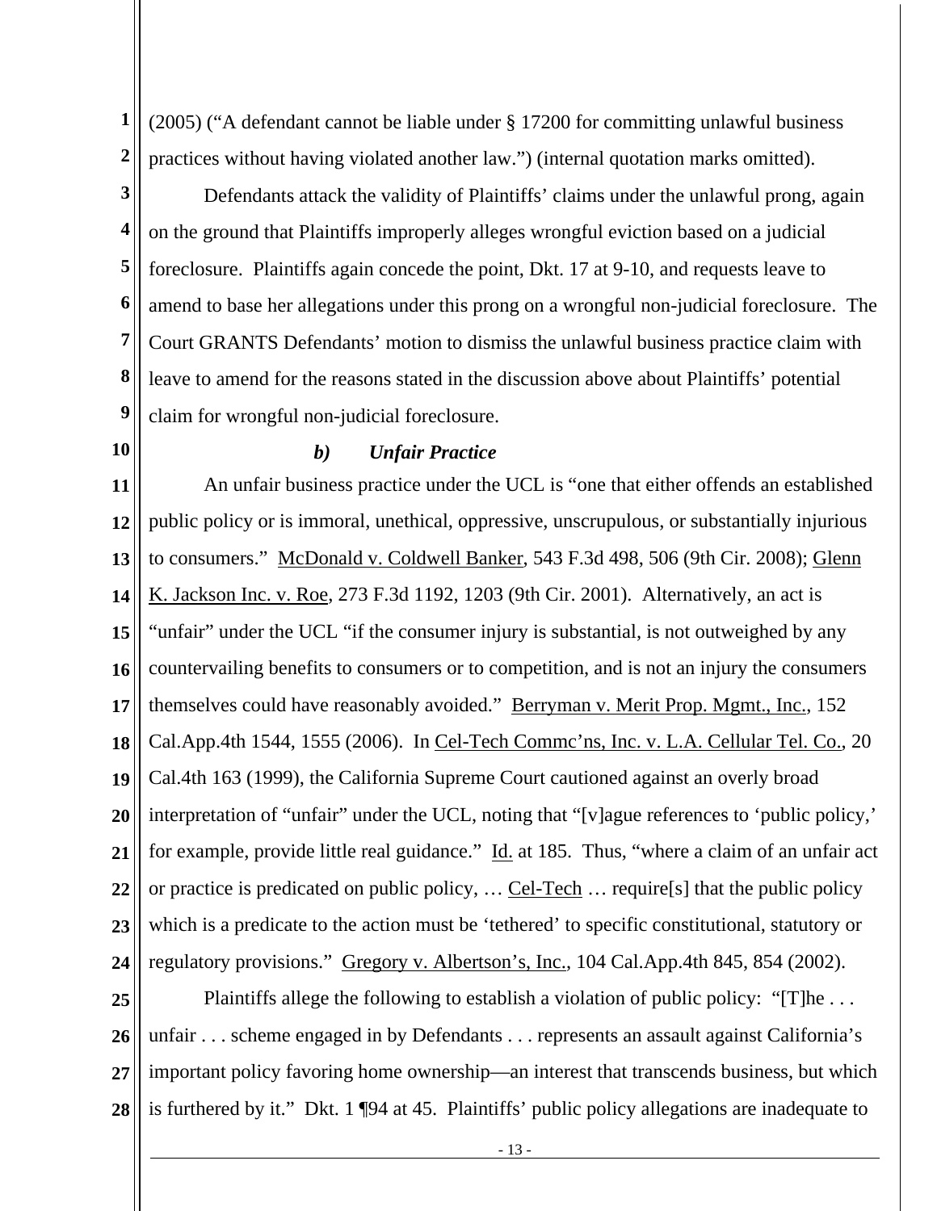(2005) ("A defendant cannot be liable under § 17200 for committing unlawful business practices without having violated another law.") (internal quotation marks omitted).

Defendants attack the validity of Plaintiffs' claims under the unlawful prong, again on the ground that Plaintiffs improperly alleges wrongful eviction based on a judicial foreclosure. Plaintiffs again concede the point, Dkt. 17 at 9-10, and requests leave to amend to base her allegations under this prong on a wrongful non-judicial foreclosure. The Court GRANTS Defendants' motion to dismiss the unlawful business practice claim with leave to amend for the reasons stated in the discussion above about Plaintiffs' potential claim for wrongful non-judicial foreclosure.

***b) Unfair Practice***

An unfair business practice under the UCL is "one that either offends an established public policy or is immoral, unethical, oppressive, unscrupulous, or substantially injurious to consumers." McDonald v. Coldwell Banker, 543 F.3d 498, 506 (9th Cir. 2008); Glenn K. Jackson Inc. v. Roe, 273 F.3d 1192, 1203 (9th Cir. 2001). Alternatively, an act is "unfair" under the UCL "if the consumer injury is substantial, is not outweighed by any countervailing benefits to consumers or to competition, and is not an injury the consumers themselves could have reasonably avoided." Berryman v. Merit Prop. Mgmt., Inc., 152 Cal.App.4th 1544, 1555 (2006). In Cel-Tech Commc'ns, Inc. v. L.A. Cellular Tel. Co., 20 Cal.4th 163 (1999), the California Supreme Court cautioned against an overly broad interpretation of "unfair" under the UCL, noting that "[v]ague references to 'public policy,' for example, provide little real guidance." Id. at 185. Thus, "where a claim of an unfair act or practice is predicated on public policy, … Cel-Tech … require[s] that the public policy which is a predicate to the action must be 'tethered' to specific constitutional, statutory or regulatory provisions." Gregory v. Albertson's, Inc., 104 Cal.App.4th 845, 854 (2002).

Plaintiffs allege the following to establish a violation of public policy: "[T]he . . . unfair . . . scheme engaged in by Defendants . . . represents an assault against California's important policy favoring home ownership—an interest that transcends business, but which is furthered by it." Dkt. 1 ¶94 at 45. Plaintiffs' public policy allegations are inadequate to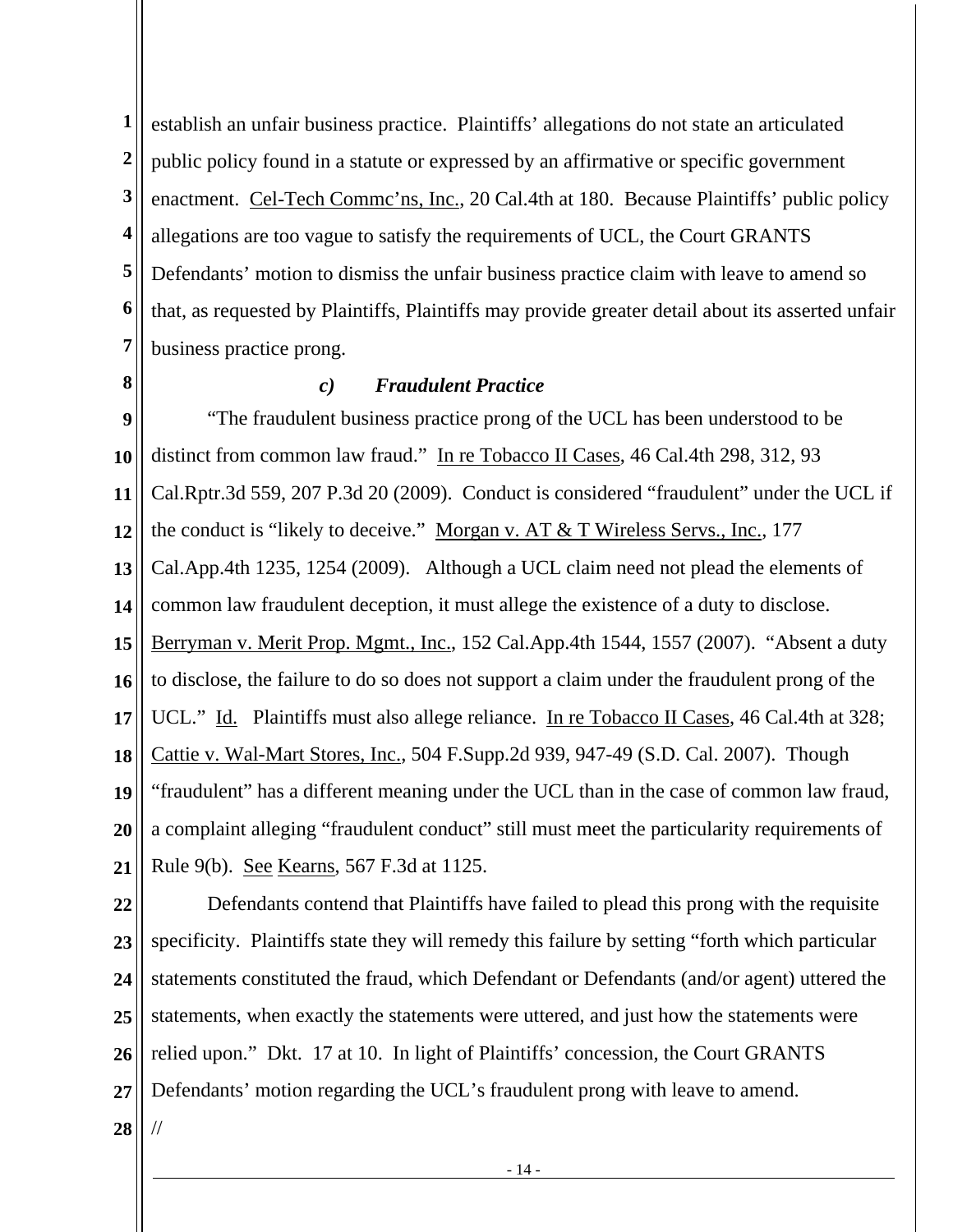establish an unfair business practice. Plaintiffs' allegations do not state an articulated public policy found in a statute or expressed by an affirmative or specific government enactment. Cel-Tech Commc'ns, Inc., 20 Cal.4th at 180. Because Plaintiffs' public policy allegations are too vague to satisfy the requirements of UCL, the Court GRANTS Defendants' motion to dismiss the unfair business practice claim with leave to amend so that, as requested by Plaintiffs, Plaintiffs may provide greater detail about its asserted unfair business practice prong.

### *c) Fraudulent Practice*

"The fraudulent business practice prong of the UCL has been understood to be distinct from common law fraud." In re Tobacco II Cases, 46 Cal.4th 298, 312, 93 Cal.Rptr.3d 559, 207 P.3d 20 (2009). Conduct is considered "fraudulent" under the UCL if the conduct is "likely to deceive." Morgan v. AT & T Wireless Servs., Inc., 177 Cal.App.4th 1235, 1254 (2009). Although a UCL claim need not plead the elements of common law fraudulent deception, it must allege the existence of a duty to disclose. Berryman v. Merit Prop. Mgmt., Inc., 152 Cal.App.4th 1544, 1557 (2007). "Absent a duty to disclose, the failure to do so does not support a claim under the fraudulent prong of the UCL." Id. Plaintiffs must also allege reliance. In re Tobacco II Cases, 46 Cal.4th at 328; Cattie v. Wal-Mart Stores, Inc., 504 F.Supp.2d 939, 947-49 (S.D. Cal. 2007). Though "fraudulent" has a different meaning under the UCL than in the case of common law fraud, a complaint alleging "fraudulent conduct" still must meet the particularity requirements of Rule 9(b). See Kearns, 567 F.3d at 1125.

Defendants contend that Plaintiffs have failed to plead this prong with the requisite specificity. Plaintiffs state they will remedy this failure by setting "forth which particular statements constituted the fraud, which Defendant or Defendants (and/or agent) uttered the statements, when exactly the statements were uttered, and just how the statements were relied upon." Dkt. 17 at 10. In light of Plaintiffs' concession, the Court GRANTS Defendants' motion regarding the UCL's fraudulent prong with leave to amend.

//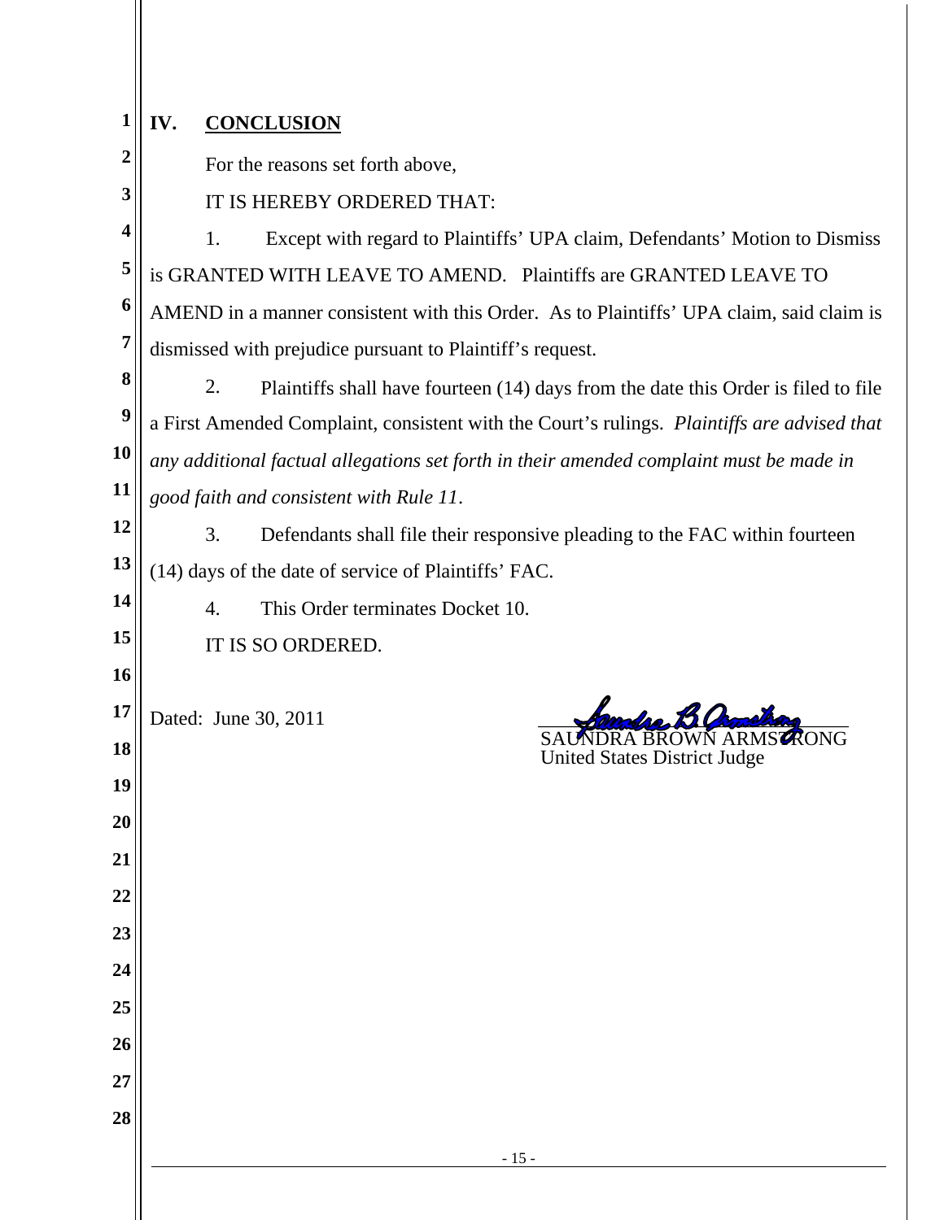## IV. CONCLUSION

For the reasons set forth above,

IT IS HEREBY ORDERED THAT:

1. Except with regard to Plaintiffs' UPA claim, Defendants' Motion to Dismiss is GRANTED WITH LEAVE TO AMEND. Plaintiffs are GRANTED LEAVE TO AMEND in a manner consistent with this Order. As to Plaintiffs' UPA claim, said claim is dismissed with prejudice pursuant to Plaintiff's request.

2. Plaintiffs shall have fourteen (14) days from the date this Order is filed to file a First Amended Complaint, consistent with the Court's rulings. *Plaintiffs are advised that any additional factual allegations set forth in their amended complaint must be made in good faith and consistent with Rule 11*.

3. Defendants shall file their responsive pleading to the FAC within fourteen (14) days of the date of service of Plaintiffs' FAC.

4. This Order terminates Docket 10.

IT IS SO ORDERED.

Dated: June 30, 2011

SAUNDRA BROWN ARMSTRONG
United States District Judge